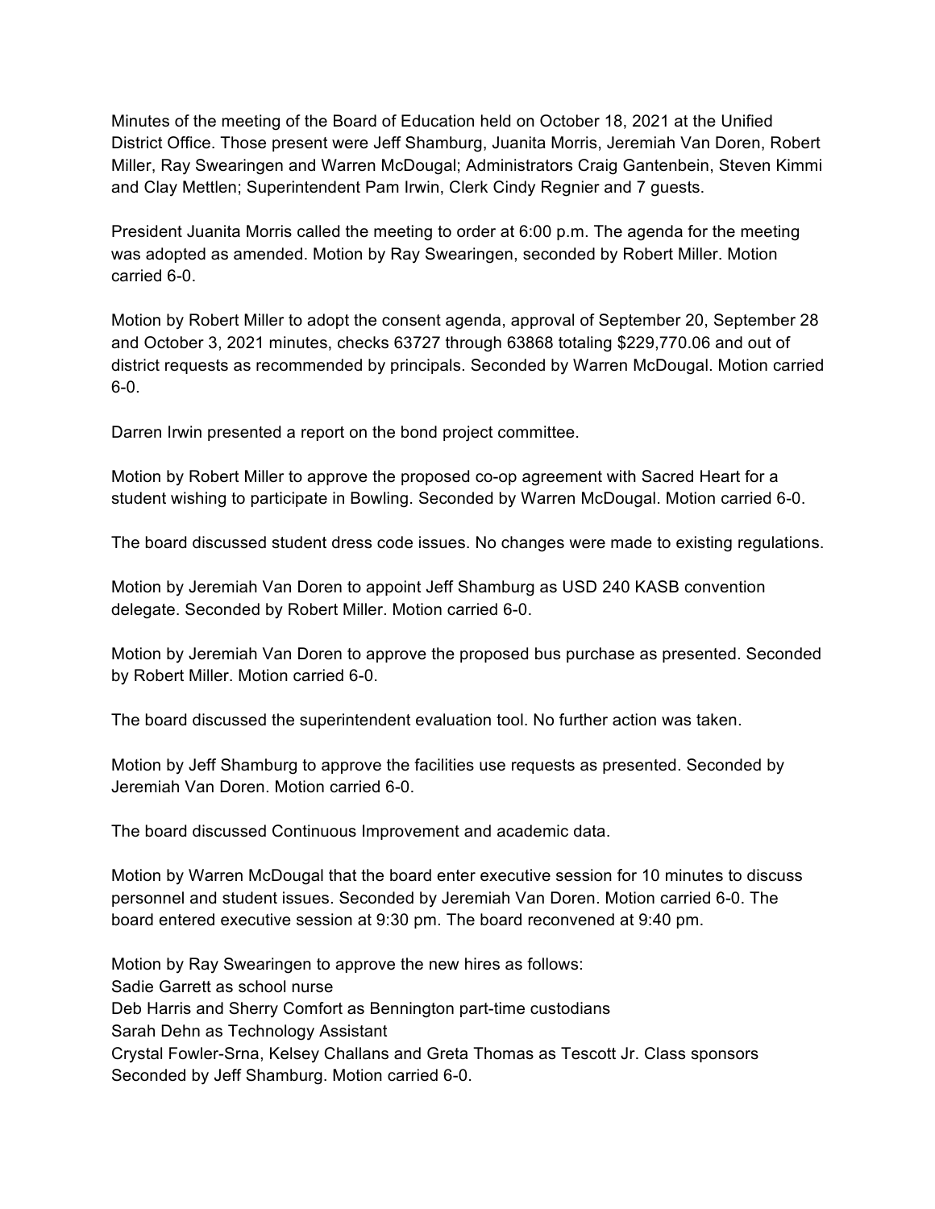Minutes of the meeting of the Board of Education held on October 18, 2021 at the Unified District Office. Those present were Jeff Shamburg, Juanita Morris, Jeremiah Van Doren, Robert Miller, Ray Swearingen and Warren McDougal; Administrators Craig Gantenbein, Steven Kimmi and Clay Mettlen; Superintendent Pam Irwin, Clerk Cindy Regnier and 7 guests.

President Juanita Morris called the meeting to order at 6:00 p.m. The agenda for the meeting was adopted as amended. Motion by Ray Swearingen, seconded by Robert Miller. Motion carried 6-0.

Motion by Robert Miller to adopt the consent agenda, approval of September 20, September 28 and October 3, 2021 minutes, checks 63727 through 63868 totaling $229,770.06 and out of district requests as recommended by principals. Seconded by Warren McDougal. Motion carried 6-0.

Darren Irwin presented a report on the bond project committee.

Motion by Robert Miller to approve the proposed co-op agreement with Sacred Heart for a student wishing to participate in Bowling. Seconded by Warren McDougal. Motion carried 6-0.

The board discussed student dress code issues. No changes were made to existing regulations.

Motion by Jeremiah Van Doren to appoint Jeff Shamburg as USD 240 KASB convention delegate. Seconded by Robert Miller. Motion carried 6-0.

Motion by Jeremiah Van Doren to approve the proposed bus purchase as presented. Seconded by Robert Miller. Motion carried 6-0.

The board discussed the superintendent evaluation tool. No further action was taken.

Motion by Jeff Shamburg to approve the facilities use requests as presented. Seconded by Jeremiah Van Doren. Motion carried 6-0.

The board discussed Continuous Improvement and academic data.

Motion by Warren McDougal that the board enter executive session for 10 minutes to discuss personnel and student issues. Seconded by Jeremiah Van Doren. Motion carried 6-0. The board entered executive session at 9:30 pm. The board reconvened at 9:40 pm.

Motion by Ray Swearingen to approve the new hires as follows:
Sadie Garrett as school nurse
Deb Harris and Sherry Comfort as Bennington part-time custodians
Sarah Dehn as Technology Assistant
Crystal Fowler-Srna, Kelsey Challans and Greta Thomas as Tescott Jr. Class sponsors
Seconded by Jeff Shamburg. Motion carried 6-0.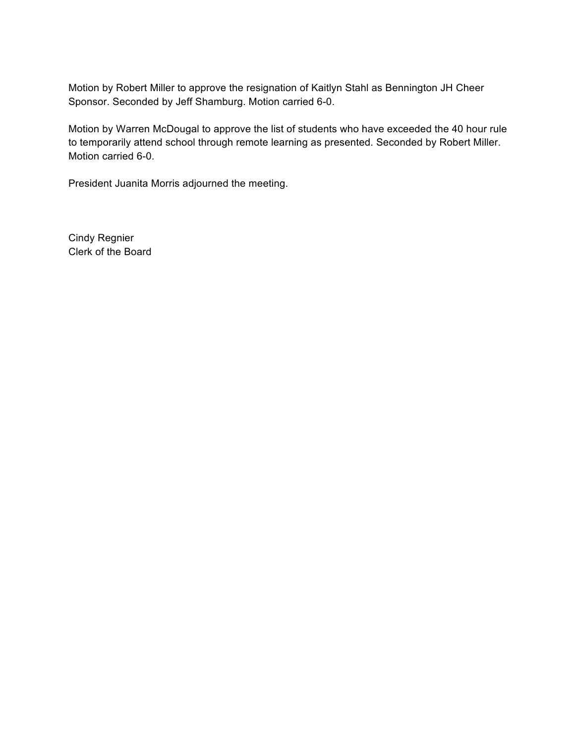Motion by Robert Miller to approve the resignation of Kaitlyn Stahl as Bennington JH Cheer Sponsor. Seconded by Jeff Shamburg. Motion carried 6-0.

Motion by Warren McDougal to approve the list of students who have exceeded the 40 hour rule to temporarily attend school through remote learning as presented. Seconded by Robert Miller. Motion carried 6-0.

President Juanita Morris adjourned the meeting.

Cindy Regnier  
Clerk of the Board